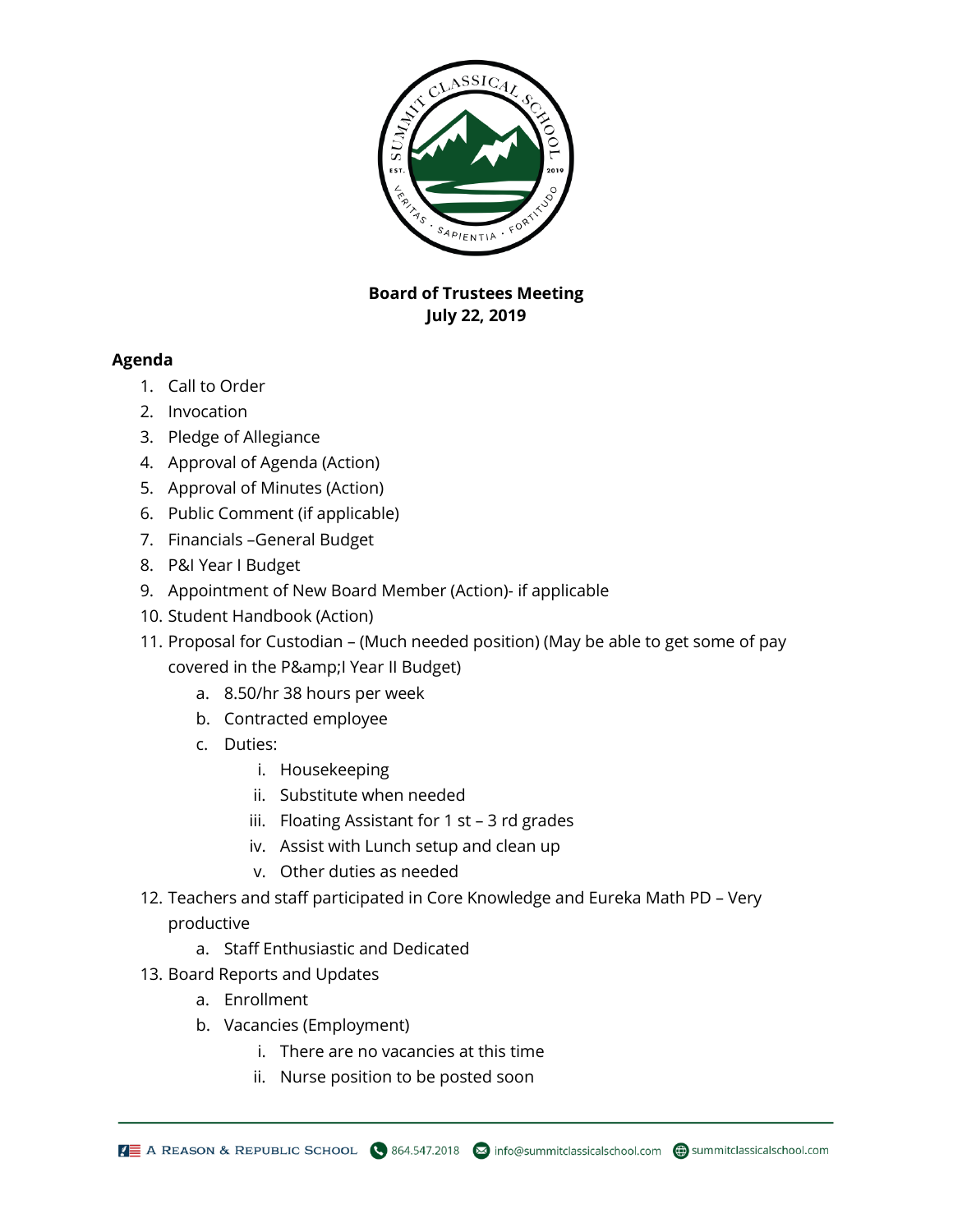**Board of Trustees Meeting**
**July 22, 2019**

**Agenda**

1. Call to Order
2. Invocation
3. Pledge of Allegiance
4. Approval of Agenda (Action)
5. Approval of Minutes (Action)
6. Public Comment (if applicable)
7. Financials –General Budget
8. P&I Year I Budget
9. Appointment of New Board Member (Action)- if applicable
10. Student Handbook (Action)
11. Proposal for Custodian – (Much needed position) (May be able to get some of pay covered in the P&amp;I Year II Budget)
    a. 8.50/hr 38 hours per week
    b. Contracted employee
    c. Duties:
        i. Housekeeping
        ii. Substitute when needed
        iii. Floating Assistant for 1 st – 3 rd grades
        iv. Assist with Lunch setup and clean up
        v. Other duties as needed
12. Teachers and staff participated in Core Knowledge and Eureka Math PD – Very productive
    a. Staff Enthusiastic and Dedicated
13. Board Reports and Updates
    a. Enrollment
    b. Vacancies (Employment)
        i. There are no vacancies at this time
        ii. Nurse position to be posted soon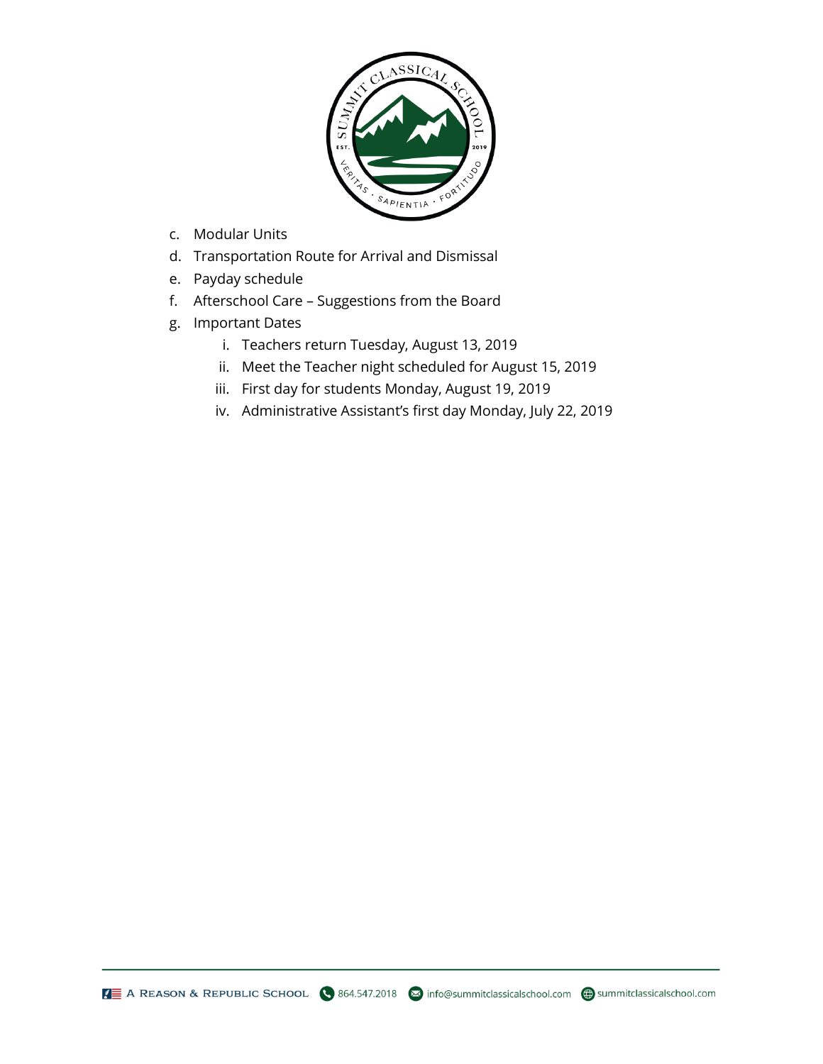c. Modular Units
d. Transportation Route for Arrival and Dismissal
e. Payday schedule
f. Afterschool Care – Suggestions from the Board
g. Important Dates
    i. Teachers return Tuesday, August 13, 2019
    ii. Meet the Teacher night scheduled for August 15, 2019
    iii. First day for students Monday, August 19, 2019
    iv. Administrative Assistant's first day Monday, July 22, 2019